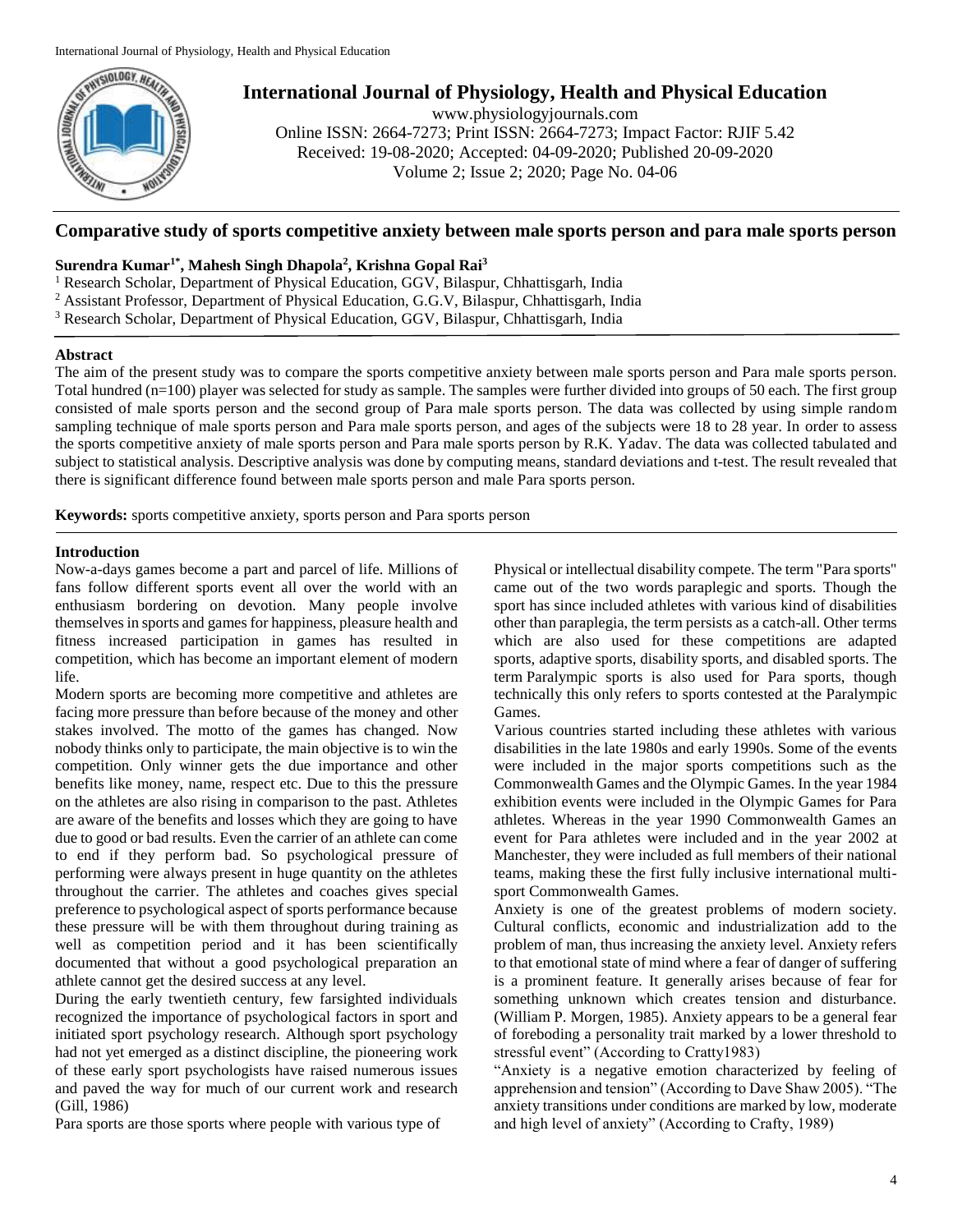# International Journal of Physiology, Health and Physical Education

www.physiologyjournals.com
Online ISSN: 2664-7273; Print ISSN: 2664-7273; Impact Factor: RJIF 5.42
Received: 19-08-2020; Accepted: 04-09-2020; Published 20-09-2020
Volume 2; Issue 2; 2020; Page No. 04-06

## Comparative study of sports competitive anxiety between male sports person and para male sports person

**Surendra Kumar[1*], Mahesh Singh Dhapola[2], Krishna Gopal Rai[3]**

[1] Research Scholar, Department of Physical Education, GGV, Bilaspur, Chhattisgarh, India
[2] Assistant Professor, Department of Physical Education, G.G.V, Bilaspur, Chhattisgarh, India
[3] Research Scholar, Department of Physical Education, GGV, Bilaspur, Chhattisgarh, India

### Abstract

The aim of the present study was to compare the sports competitive anxiety between male sports person and Para male sports person. Total hundred (n=100) player was selected for study as sample. The samples were further divided into groups of 50 each. The first group consisted of male sports person and the second group of Para male sports person. The data was collected by using simple random sampling technique of male sports person and Para male sports person, and ages of the subjects were 18 to 28 year. In order to assess the sports competitive anxiety of male sports person and Para male sports person by R.K. Yadav. The data was collected tabulated and subject to statistical analysis. Descriptive analysis was done by computing means, standard deviations and t-test. The result revealed that there is significant difference found between male sports person and male Para sports person.

**Keywords:** sports competitive anxiety, sports person and Para sports person

### Introduction

Now-a-days games become a part and parcel of life. Millions of fans follow different sports event all over the world with an enthusiasm bordering on devotion. Many people involve themselves in sports and games for happiness, pleasure health and fitness increased participation in games has resulted in competition, which has become an important element of modern life.

Modern sports are becoming more competitive and athletes are facing more pressure than before because of the money and other stakes involved. The motto of the games has changed. Now nobody thinks only to participate, the main objective is to win the competition. Only winner gets the due importance and other benefits like money, name, respect etc. Due to this the pressure on the athletes are also rising in comparison to the past. Athletes are aware of the benefits and losses which they are going to have due to good or bad results. Even the carrier of an athlete can come to end if they perform bad. So psychological pressure of performing were always present in huge quantity on the athletes throughout the carrier. The athletes and coaches gives special preference to psychological aspect of sports performance because these pressure will be with them throughout during training as well as competition period and it has been scientifically documented that without a good psychological preparation an athlete cannot get the desired success at any level.

During the early twentieth century, few farsighted individuals recognized the importance of psychological factors in sport and initiated sport psychology research. Although sport psychology had not yet emerged as a distinct discipline, the pioneering work of these early sport psychologists have raised numerous issues and paved the way for much of our current work and research (Gill, 1986)

Para sports are those sports where people with various type of Physical or intellectual disability compete. The term "Para sports" came out of the two words paraplegic and sports. Though the sport has since included athletes with various kind of disabilities other than paraplegia, the term persists as a catch-all. Other terms which are also used for these competitions are adapted sports, adaptive sports, disability sports, and disabled sports. The term Paralympic sports is also used for Para sports, though technically this only refers to sports contested at the Paralympic Games.

Various countries started including these athletes with various disabilities in the late 1980s and early 1990s. Some of the events were included in the major sports competitions such as the Commonwealth Games and the Olympic Games. In the year 1984 exhibition events were included in the Olympic Games for Para athletes. Whereas in the year 1990 Commonwealth Games an event for Para athletes were included and in the year 2002 at Manchester, they were included as full members of their national teams, making these the first fully inclusive international multi-sport Commonwealth Games.

Anxiety is one of the greatest problems of modern society. Cultural conflicts, economic and industrialization add to the problem of man, thus increasing the anxiety level. Anxiety refers to that emotional state of mind where a fear of danger of suffering is a prominent feature. It generally arises because of fear for something unknown which creates tension and disturbance. (William P. Morgen, 1985). Anxiety appears to be a general fear of foreboding a personality trait marked by a lower threshold to stressful event" (According to Cratty1983)

"Anxiety is a negative emotion characterized by feeling of apprehension and tension" (According to Dave Shaw 2005). "The anxiety transitions under conditions are marked by low, moderate and high level of anxiety" (According to Crafty, 1989)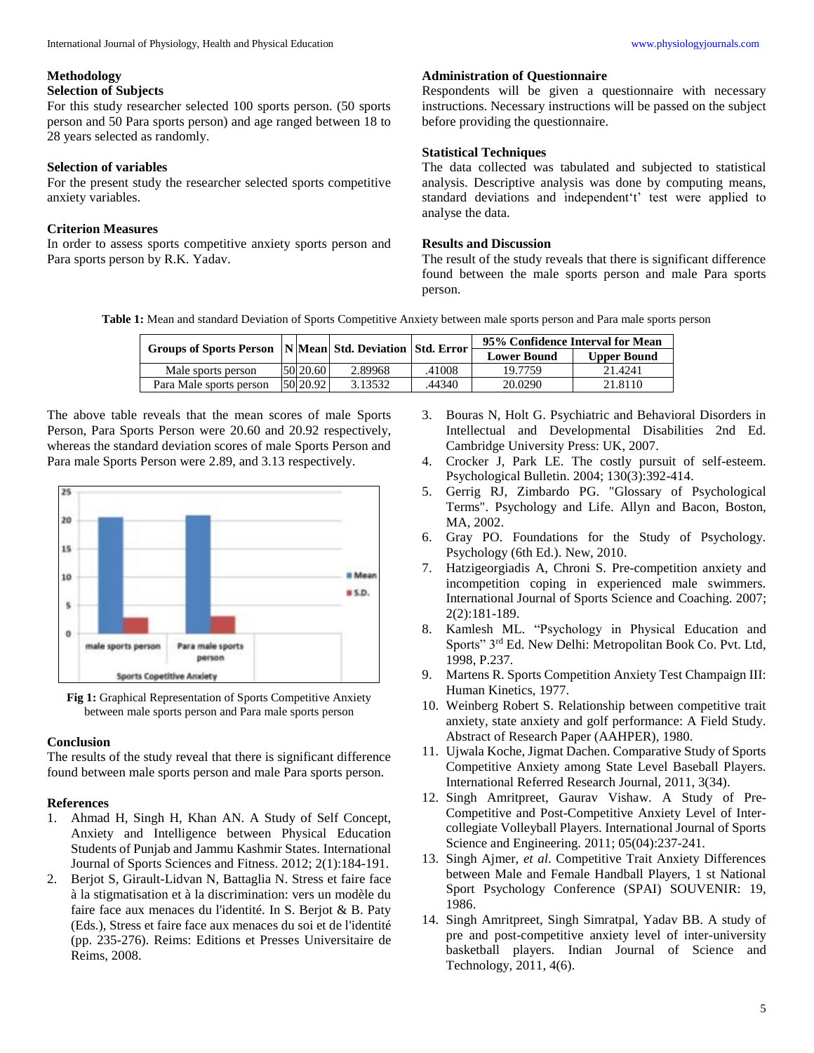## Methodology

### Selection of Subjects

For this study researcher selected 100 sports person. (50 sports person and 50 Para sports person) and age ranged between 18 to 28 years selected as randomly.

### Selection of variables

For the present study the researcher selected sports competitive anxiety variables.

### Criterion Measures

In order to assess sports competitive anxiety sports person and Para sports person by R.K. Yadav.

### Administration of Questionnaire

Respondents will be given a questionnaire with necessary instructions. Necessary instructions will be passed on the subject before providing the questionnaire.

### Statistical Techniques

The data collected was tabulated and subjected to statistical analysis. Descriptive analysis was done by computing means, standard deviations and independent't' test were applied to analyse the data.

### Results and Discussion

The result of the study reveals that there is significant difference found between the male sports person and male Para sports person.

**Table 1:** Mean and standard Deviation of Sports Competitive Anxiety between male sports person and Para male sports person

| Groups of Sports Person | N | Mean | Std. Deviation | Std. Error | 95% Confidence Interval for Mean | |
|---|---|---|---|---|---|---|
| | | | | | Lower Bound | Upper Bound |
| Male sports person | 50 | 20.60 | 2.89968 | .41008 | 19.7759 | 21.4241 |
| Para Male sports person | 50 | 20.92 | 3.13532 | .44340 | 20.0290 | 21.8110 |

The above table reveals that the mean scores of male Sports Person, Para Sports Person were 20.60 and 20.92 respectively, whereas the standard deviation scores of male Sports Person and Para male Sports Person were 2.89, and 3.13 respectively.

**Fig 1:** Graphical Representation of Sports Competitive Anxiety between male sports person and Para male sports person

## Conclusion

The results of the study reveal that there is significant difference found between male sports person and male Para sports person.

## References

1. Ahmad H, Singh H, Khan AN. A Study of Self Concept, Anxiety and Intelligence between Physical Education Students of Punjab and Jammu Kashmir States. International Journal of Sports Sciences and Fitness. 2012; 2(1):184-191.
2. Berjot S, Girault-Lidvan N, Battaglia N. Stress et faire face à la stigmatisation et à la discrimination: vers un modèle du faire face aux menaces du l'identité. In S. Berjot & B. Paty (Eds.), Stress et faire face aux menaces du soi et de l'identité (pp. 235-276). Reims: Editions et Presses Universitaire de Reims, 2008.
3. Bouras N, Holt G. Psychiatric and Behavioral Disorders in Intellectual and Developmental Disabilities 2nd Ed. Cambridge University Press: UK, 2007.
4. Crocker J, Park LE. The costly pursuit of self-esteem. Psychological Bulletin. 2004; 130(3):392-414.
5. Gerrig RJ, Zimbardo PG. "Glossary of Psychological Terms". Psychology and Life. Allyn and Bacon, Boston, MA, 2002.
6. Gray PO. Foundations for the Study of Psychology. Psychology (6th Ed.). New, 2010.
7. Hatzigeorgiadis A, Chroni S. Pre-competition anxiety and incompetition coping in experienced male swimmers. International Journal of Sports Science and Coaching. 2007; 2(2):181-189.
8. Kamlesh ML. "Psychology in Physical Education and Sports" 3rd Ed. New Delhi: Metropolitan Book Co. Pvt. Ltd, 1998, P.237.
9. Martens R. Sports Competition Anxiety Test Champaign III: Human Kinetics, 1977.
10. Weinberg Robert S. Relationship between competitive trait anxiety, state anxiety and golf performance: A Field Study. Abstract of Research Paper (AAHPER), 1980.
11. Ujwala Koche, Jigmat Dachen. Comparative Study of Sports Competitive Anxiety among State Level Baseball Players. International Referred Research Journal, 2011, 3(34).
12. Singh Amritpreet, Gaurav Vishaw. A Study of Pre-Competitive and Post-Competitive Anxiety Level of Inter-collegiate Volleyball Players. International Journal of Sports Science and Engineering. 2011; 05(04):237-241.
13. Singh Ajmer, *et al*. Competitive Trait Anxiety Differences between Male and Female Handball Players, 1 st National Sport Psychology Conference (SPAI) SOUVENIR: 19, 1986.
14. Singh Amritpreet, Singh Simratpal, Yadav BB. A study of pre and post-competitive anxiety level of inter-university basketball players. Indian Journal of Science and Technology, 2011, 4(6).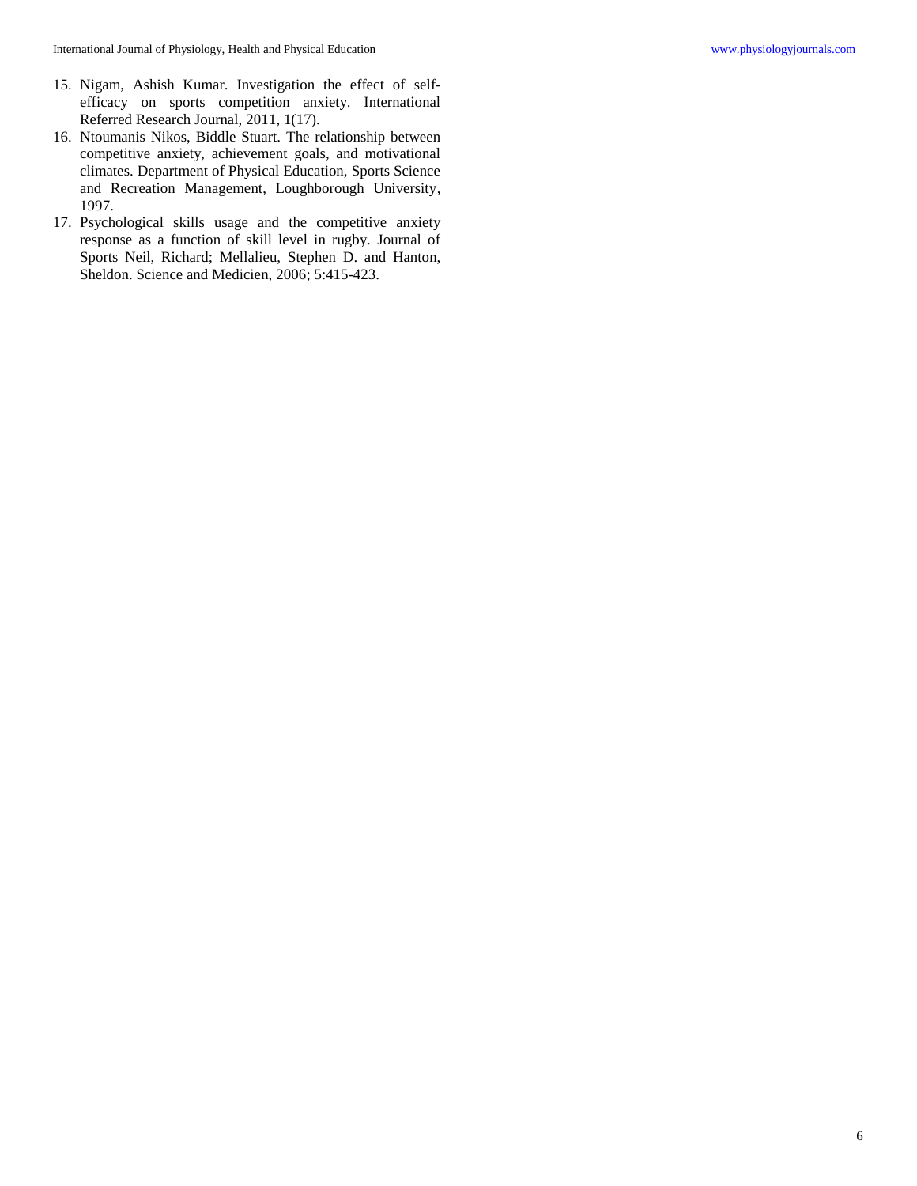15. Nigam, Ashish Kumar. Investigation the effect of self-efficacy on sports competition anxiety. International Referred Research Journal, 2011, 1(17).
16. Ntoumanis Nikos, Biddle Stuart. The relationship between competitive anxiety, achievement goals, and motivational climates. Department of Physical Education, Sports Science and Recreation Management, Loughborough University, 1997.
17. Psychological skills usage and the competitive anxiety response as a function of skill level in rugby. Journal of Sports Neil, Richard; Mellalieu, Stephen D. and Hanton, Sheldon. Science and Medicien, 2006; 5:415-423.